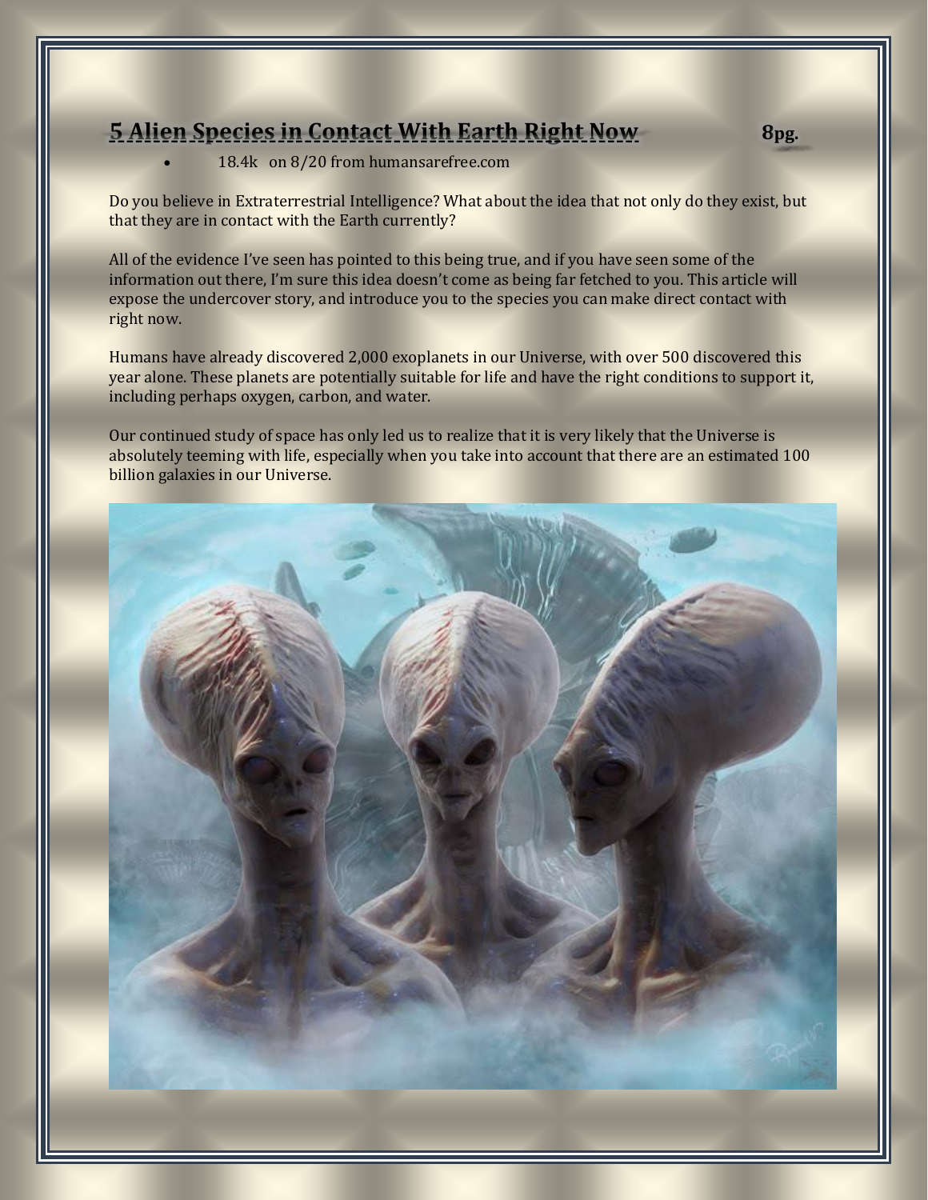# 5 Alien Species in Contact With Earth Right Now 8pg.

- 18.4k on 8/20 from humansarefree.com

Do you believe in Extraterrestrial Intelligence? What about the idea that not only do they exist, but that they are in contact with the Earth currently?

All of the evidence I've seen has pointed to this being true, and if you have seen some of the information out there, I'm sure this idea doesn't come as being far fetched to you. This article will expose the undercover story, and introduce you to the species you can make direct contact with right now.

Humans have already discovered 2,000 exoplanets in our Universe, with over 500 discovered this year alone. These planets are potentially suitable for life and have the right conditions to support it, including perhaps oxygen, carbon, and water.

Our continued study of space has only led us to realize that it is very likely that the Universe is absolutely teeming with life, especially when you take into account that there are an estimated 100 billion galaxies in our Universe.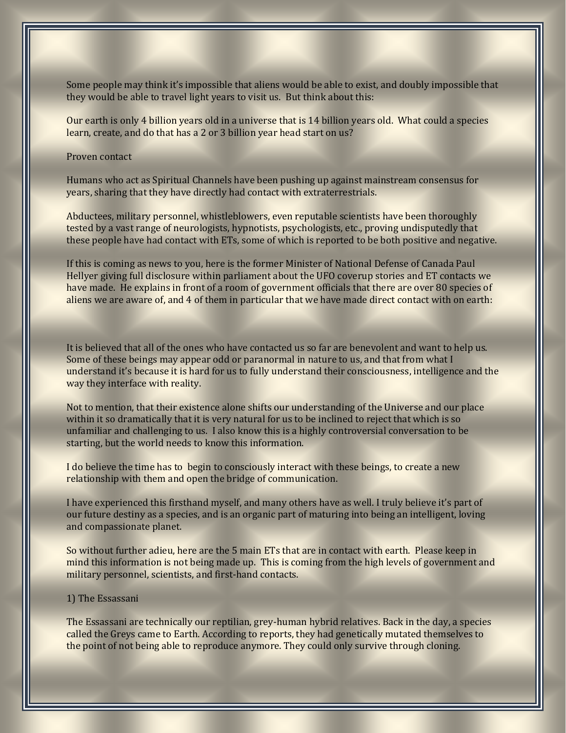Some people may think it's impossible that aliens would be able to exist, and doubly impossible that they would be able to travel light years to visit us. But think about this:

Our earth is only 4 billion years old in a universe that is 14 billion years old. What could a species learn, create, and do that has a 2 or 3 billion year head start on us?

## Proven contact

Humans who act as Spiritual Channels have been pushing up against mainstream consensus for years, sharing that they have directly had contact with extraterrestrials.

Abductees, military personnel, whistleblowers, even reputable scientists have been thoroughly tested by a vast range of neurologists, hypnotists, psychologists, etc., proving undisputedly that these people have had contact with ETs, some of which is reported to be both positive and negative.

If this is coming as news to you, here is the former Minister of National Defense of Canada Paul Hellyer giving full disclosure within parliament about the UFO coverup stories and ET contacts we have made. He explains in front of a room of government officials that there are over 80 species of aliens we are aware of, and 4 of them in particular that we have made direct contact with on earth:

It is believed that all of the ones who have contacted us so far are benevolent and want to help us. Some of these beings may appear odd or paranormal in nature to us, and that from what I understand it's because it is hard for us to fully understand their consciousness, intelligence and the way they interface with reality.

Not to mention, that their existence alone shifts our understanding of the Universe and our place within it so dramatically that it is very natural for us to be inclined to reject that which is so unfamiliar and challenging to us. I also know this is a highly controversial conversation to be starting, but the world needs to know this information.

I do believe the time has to begin to consciously interact with these beings, to create a new relationship with them and open the bridge of communication.

I have experienced this firsthand myself, and many others have as well. I truly believe it's part of our future destiny as a species, and is an organic part of maturing into being an intelligent, loving and compassionate planet.

So without further adieu, here are the 5 main ETs that are in contact with earth. Please keep in mind this information is not being made up. This is coming from the high levels of government and military personnel, scientists, and first-hand contacts.

### 1) The Essassani

The Essassani are technically our reptilian, grey-human hybrid relatives. Back in the day, a species called the Greys came to Earth. According to reports, they had genetically mutated themselves to the point of not being able to reproduce anymore. They could only survive through cloning.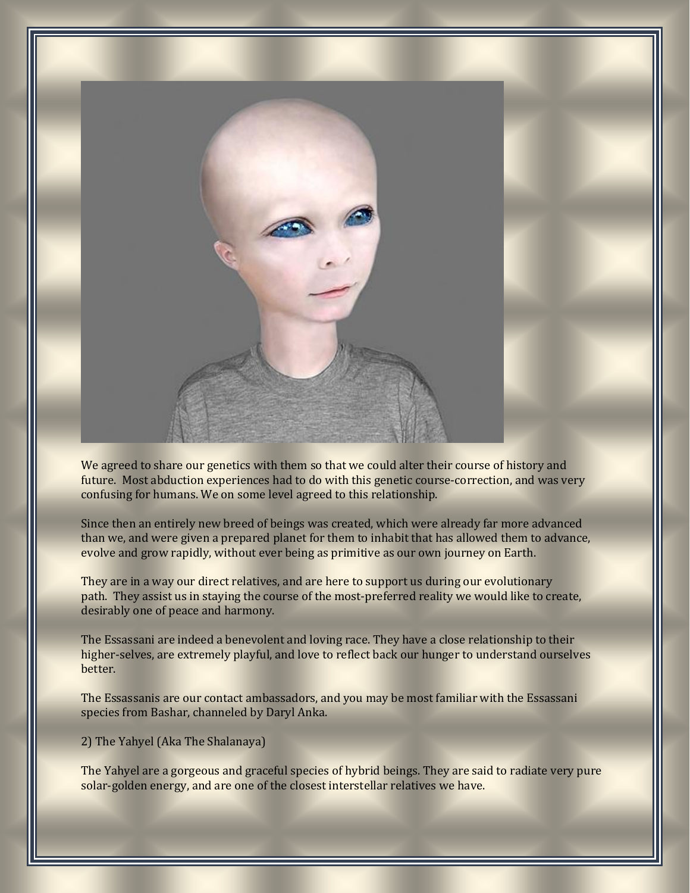We agreed to share our genetics with them so that we could alter their course of history and future. Most abduction experiences had to do with this genetic course-correction, and was very confusing for humans. We on some level agreed to this relationship.

Since then an entirely new breed of beings was created, which were already far more advanced than we, and were given a prepared planet for them to inhabit that has allowed them to advance, evolve and grow rapidly, without ever being as primitive as our own journey on Earth.

They are in a way our direct relatives, and are here to support us during our evolutionary path. They assist us in staying the course of the most-preferred reality we would like to create, desirably one of peace and harmony.

The Essassani are indeed a benevolent and loving race. They have a close relationship to their higher-selves, are extremely playful, and love to reflect back our hunger to understand ourselves better.

The Essassanis are our contact ambassadors, and you may be most familiar with the Essassani species from Bashar, channeled by Daryl Anka.

2) The Yahyel (Aka The Shalanaya)

The Yahyel are a gorgeous and graceful species of hybrid beings. They are said to radiate very pure solar-golden energy, and are one of the closest interstellar relatives we have.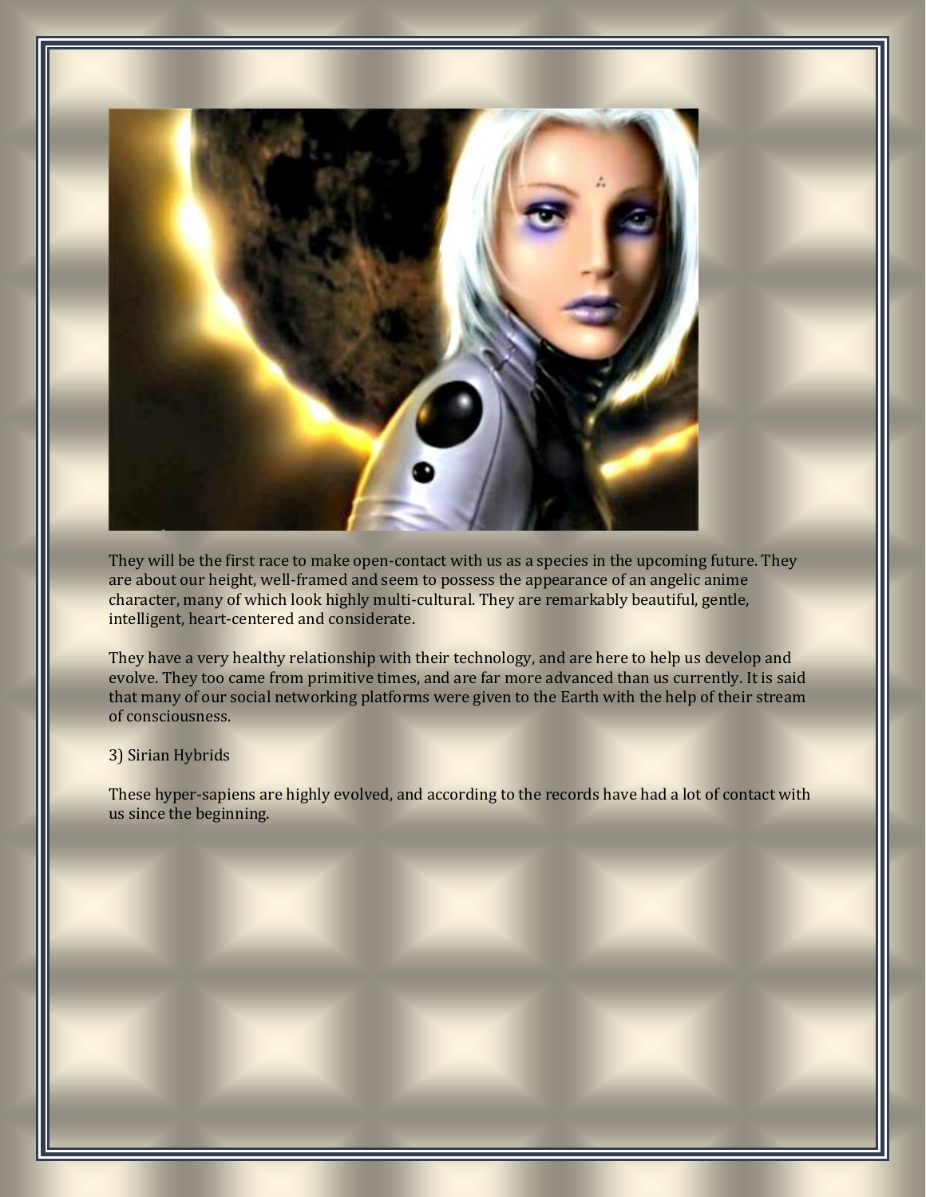They will be the first race to make open-contact with us as a species in the upcoming future. They are about our height, well-framed and seem to possess the appearance of an angelic anime character, many of which look highly multi-cultural. They are remarkably beautiful, gentle, intelligent, heart-centered and considerate.

They have a very healthy relationship with their technology, and are here to help us develop and evolve. They too came from primitive times, and are far more advanced than us currently. It is said that many of our social networking platforms were given to the Earth with the help of their stream of consciousness.

3) Sirian Hybrids

These hyper-sapiens are highly evolved, and according to the records have had a lot of contact with us since the beginning.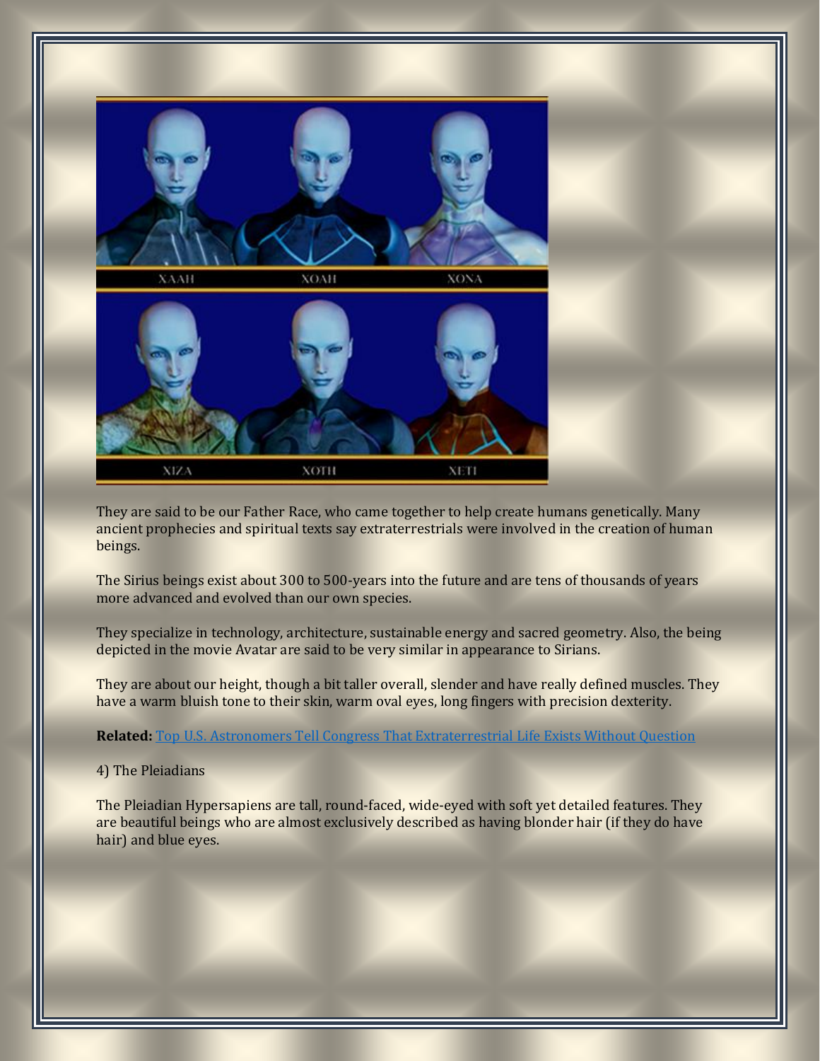They are said to be our Father Race, who came together to help create humans genetically. Many ancient prophecies and spiritual texts say extraterrestrials were involved in the creation of human beings.

The Sirius beings exist about 300 to 500-years into the future and are tens of thousands of years more advanced and evolved than our own species.

They specialize in technology, architecture, sustainable energy and sacred geometry. Also, the being depicted in the movie Avatar are said to be very similar in appearance to Sirians.

They are about our height, though a bit taller overall, slender and have really defined muscles. They have a warm bluish tone to their skin, warm oval eyes, long fingers with precision dexterity.

**Related:** Top U.S. Astronomers Tell Congress That Extraterrestrial Life Exists Without Question

4) The Pleiadians

The Pleiadian Hypersapiens are tall, round-faced, wide-eyed with soft yet detailed features. They are beautiful beings who are almost exclusively described as having blonder hair (if they do have hair) and blue eyes.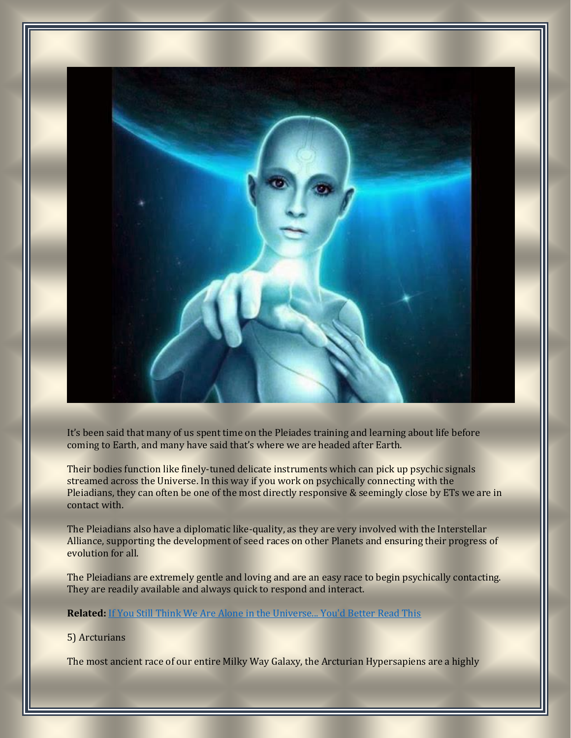It’s been said that many of us spent time on the Pleiades training and learning about life before coming to Earth, and many have said that’s where we are headed after Earth.

Their bodies function like finely-tuned delicate instruments which can pick up psychic signals streamed across the Universe. In this way if you work on psychically connecting with the Pleiadians, they can often be one of the most directly responsive & seemingly close by ETs we are in contact with.

The Pleiadians also have a diplomatic like-quality, as they are very involved with the Interstellar Alliance, supporting the development of seed races on other Planets and ensuring their progress of evolution for all.

The Pleiadians are extremely gentle and loving and are an easy race to begin psychically contacting. They are readily available and always quick to respond and interact.

**Related:** If You Still Think We Are Alone in the Universe... You'd Better Read This

5) Arcturians

The most ancient race of our entire Milky Way Galaxy, the Arcturian Hypersapiens are a highly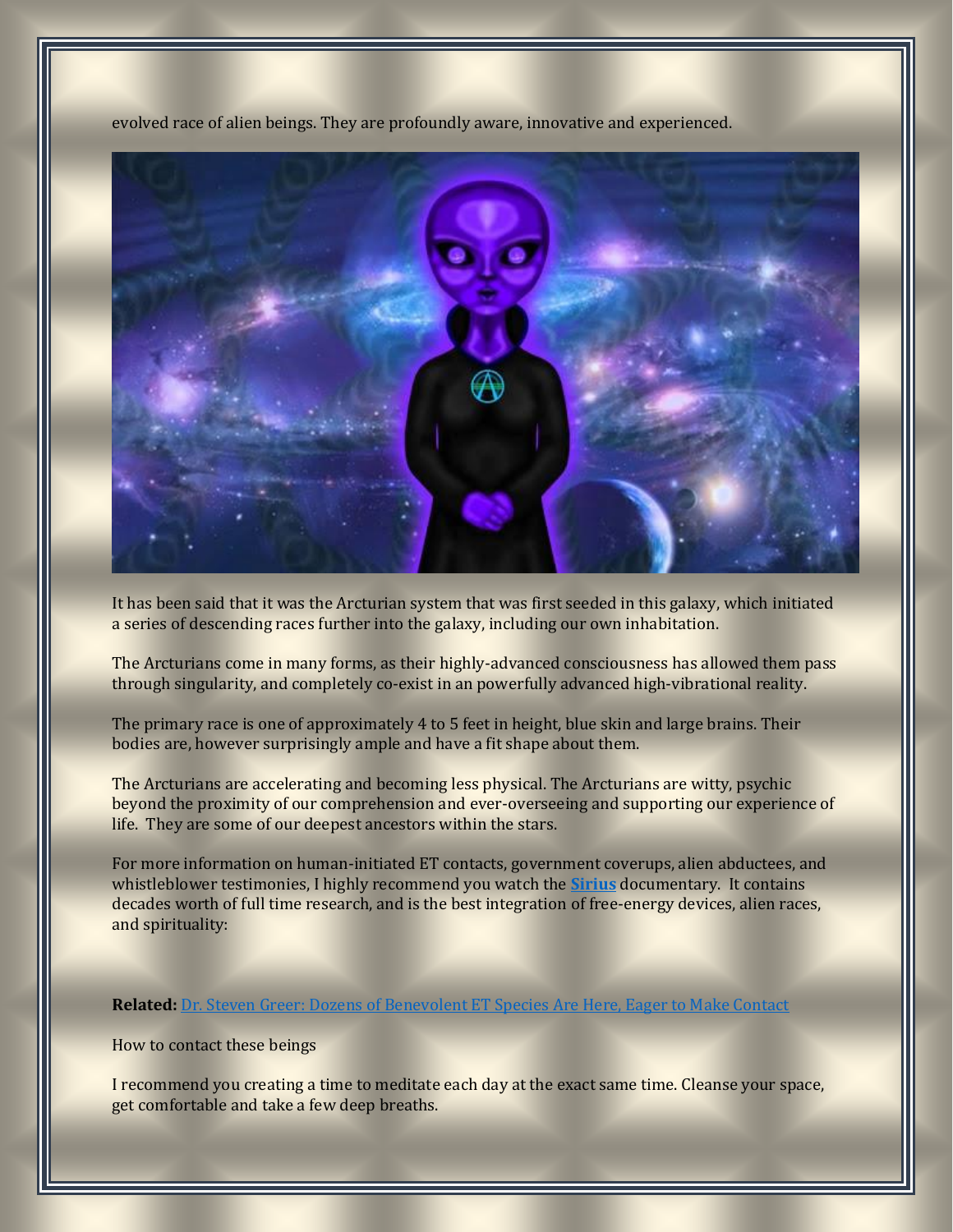evolved race of alien beings. They are profoundly aware, innovative and experienced.

It has been said that it was the Arcturian system that was first seeded in this galaxy, which initiated a series of descending races further into the galaxy, including our own inhabitation.

The Arcturians come in many forms, as their highly-advanced consciousness has allowed them pass through singularity, and completely co-exist in an powerfully advanced high-vibrational reality.

The primary race is one of approximately 4 to 5 feet in height, blue skin and large brains. Their bodies are, however surprisingly ample and have a fit shape about them.

The Arcturians are accelerating and becoming less physical. The Arcturians are witty, psychic beyond the proximity of our comprehension and ever-overseeing and supporting our experience of life. They are some of our deepest ancestors within the stars.

For more information on human-initiated ET contacts, government coverups, alien abductees, and whistleblower testimonies, I highly recommend you watch the **Sirius** documentary. It contains decades worth of full time research, and is the best integration of free-energy devices, alien races, and spirituality:

**Related:** Dr. Steven Greer: Dozens of Benevolent ET Species Are Here, Eager to Make Contact

How to contact these beings

I recommend you creating a time to meditate each day at the exact same time. Cleanse your space, get comfortable and take a few deep breaths.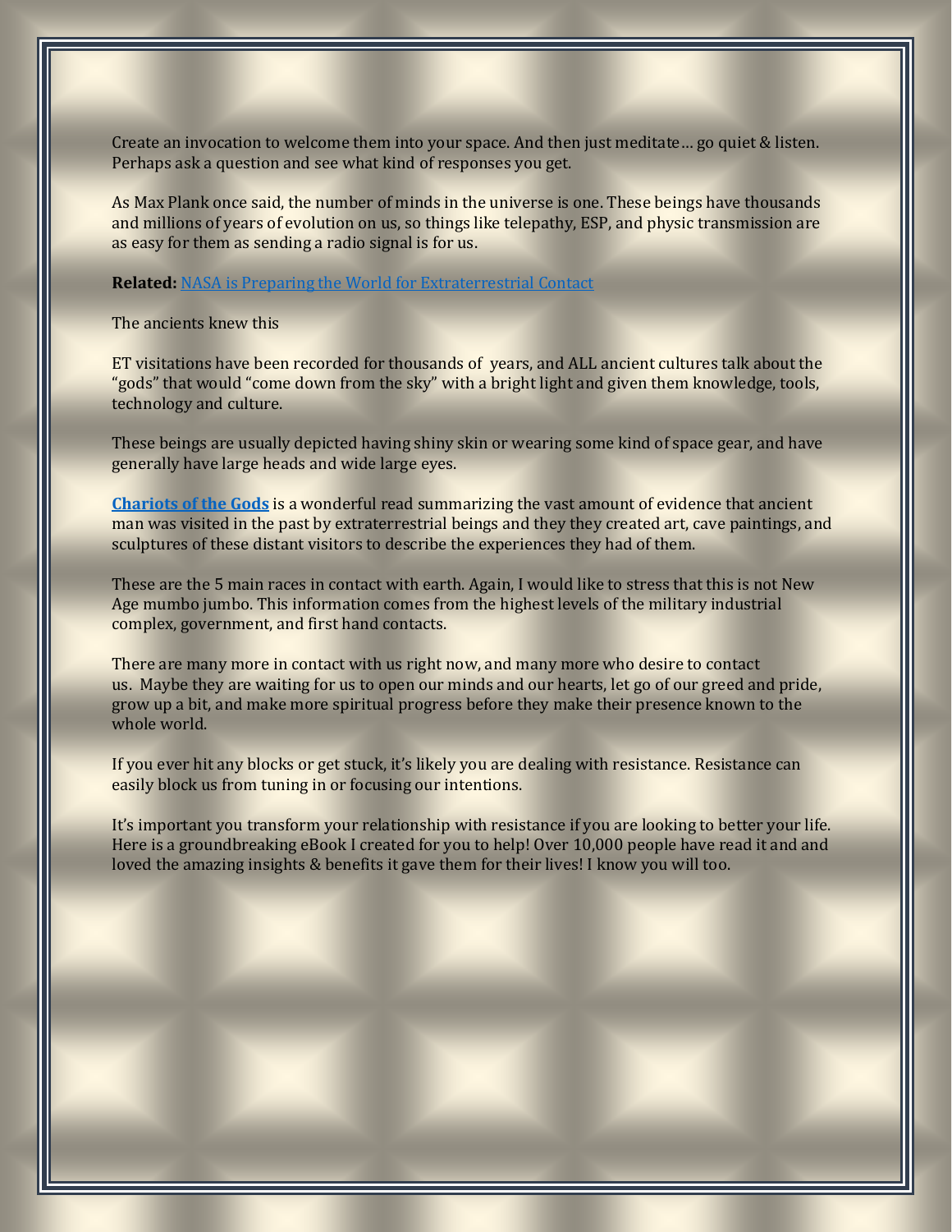Create an invocation to welcome them into your space. And then just meditate… go quiet & listen. Perhaps ask a question and see what kind of responses you get.

As Max Plank once said, the number of minds in the universe is one. These beings have thousands and millions of years of evolution on us, so things like telepathy, ESP, and physic transmission are as easy for them as sending a radio signal is for us.

**Related:** [NASA is Preparing the World for Extraterrestrial Contact]()

The ancients knew this

ET visitations have been recorded for thousands of years, and ALL ancient cultures talk about the "gods" that would "come down from the sky" with a bright light and given them knowledge, tools, technology and culture.

These beings are usually depicted having shiny skin or wearing some kind of space gear, and have generally have large heads and wide large eyes.

[**Chariots of the Gods**]() is a wonderful read summarizing the vast amount of evidence that ancient man was visited in the past by extraterrestrial beings and they they created art, cave paintings, and sculptures of these distant visitors to describe the experiences they had of them.

These are the 5 main races in contact with earth. Again, I would like to stress that this is not New Age mumbo jumbo. This information comes from the highest levels of the military industrial complex, government, and first hand contacts.

There are many more in contact with us right now, and many more who desire to contact us. Maybe they are waiting for us to open our minds and our hearts, let go of our greed and pride, grow up a bit, and make more spiritual progress before they make their presence known to the whole world.

If you ever hit any blocks or get stuck, it's likely you are dealing with resistance. Resistance can easily block us from tuning in or focusing our intentions.

It's important you transform your relationship with resistance if you are looking to better your life. Here is a groundbreaking eBook I created for you to help! Over 10,000 people have read it and and loved the amazing insights & benefits it gave them for their lives! I know you will too.